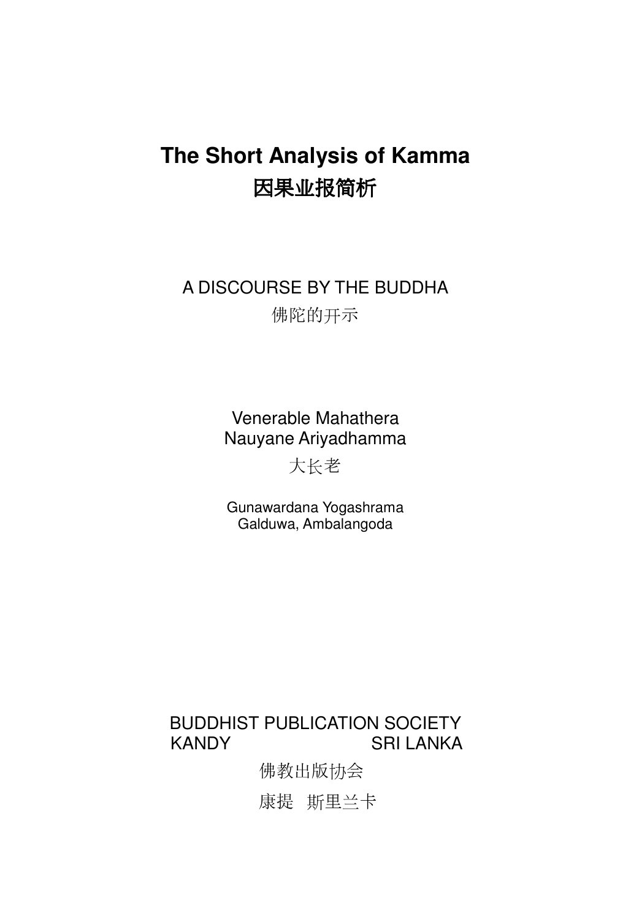# The Short Analysis of Kamma
# 因果业报简析

A DISCOURSE BY THE BUDDHA

佛陀的开示

Venerable Mahathera
Nauyane Ariyadhamma

大长老

Gunawardana Yogashrama
Galduwa, Ambalangoda

BUDDHIST PUBLICATION SOCIETY
KANDY SRI LANKA

佛教出版协会

康提 斯里兰卡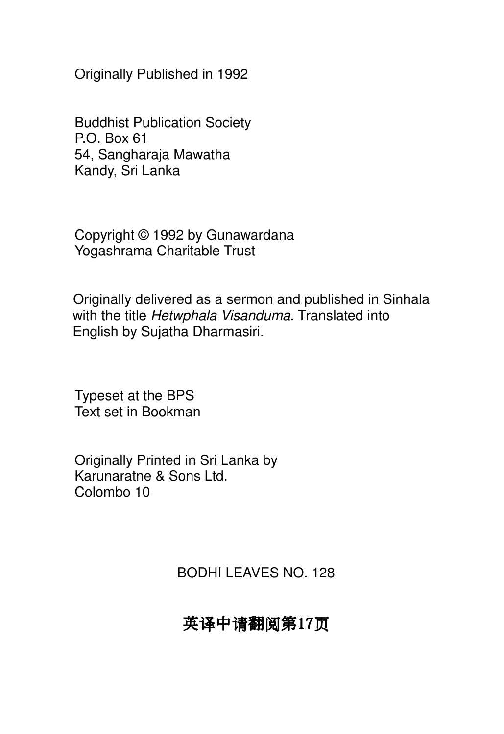Originally Published in 1992

Buddhist Publication Society
P.O. Box 61
54, Sangharaja Mawatha
Kandy, Sri Lanka

Copyright © 1992 by Gunawardana Yogashrama Charitable Trust

Originally delivered as a sermon and published in Sinhala with the title *Hetwphala Visanduma*. Translated into English by Sujatha Dharmasiri.

Typeset at the BPS
Text set in Bookman

Originally Printed in Sri Lanka by
Karunaratne & Sons Ltd.
Colombo 10

BODHI LEAVES NO. 128

**英译中请翻阅第17页**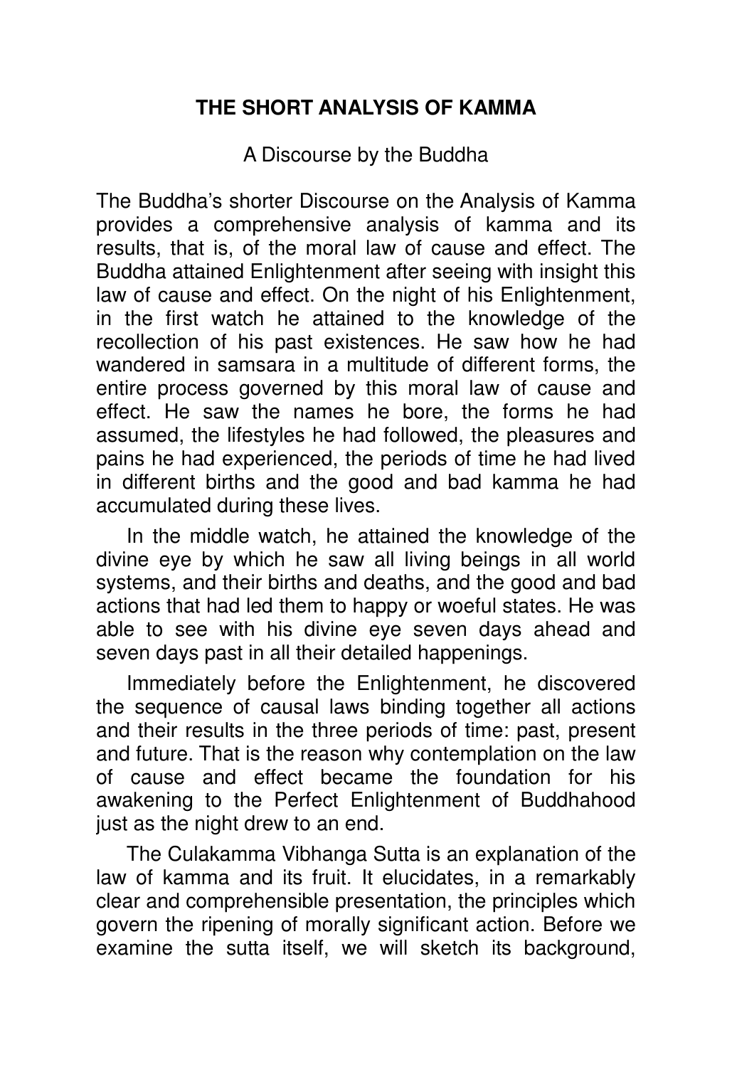# THE SHORT ANALYSIS OF KAMMA

A Discourse by the Buddha

The Buddha's shorter Discourse on the Analysis of Kamma provides a comprehensive analysis of kamma and its results, that is, of the moral law of cause and effect. The Buddha attained Enlightenment after seeing with insight this law of cause and effect. On the night of his Enlightenment, in the first watch he attained to the knowledge of the recollection of his past existences. He saw how he had wandered in samsara in a multitude of different forms, the entire process governed by this moral law of cause and effect. He saw the names he bore, the forms he had assumed, the lifestyles he had followed, the pleasures and pains he had experienced, the periods of time he had lived in different births and the good and bad kamma he had accumulated during these lives.

In the middle watch, he attained the knowledge of the divine eye by which he saw all living beings in all world systems, and their births and deaths, and the good and bad actions that had led them to happy or woeful states. He was able to see with his divine eye seven days ahead and seven days past in all their detailed happenings.

Immediately before the Enlightenment, he discovered the sequence of causal laws binding together all actions and their results in the three periods of time: past, present and future. That is the reason why contemplation on the law of cause and effect became the foundation for his awakening to the Perfect Enlightenment of Buddhahood just as the night drew to an end.

The Culakamma Vibhanga Sutta is an explanation of the law of kamma and its fruit. It elucidates, in a remarkably clear and comprehensible presentation, the principles which govern the ripening of morally significant action. Before we examine the sutta itself, we will sketch its background,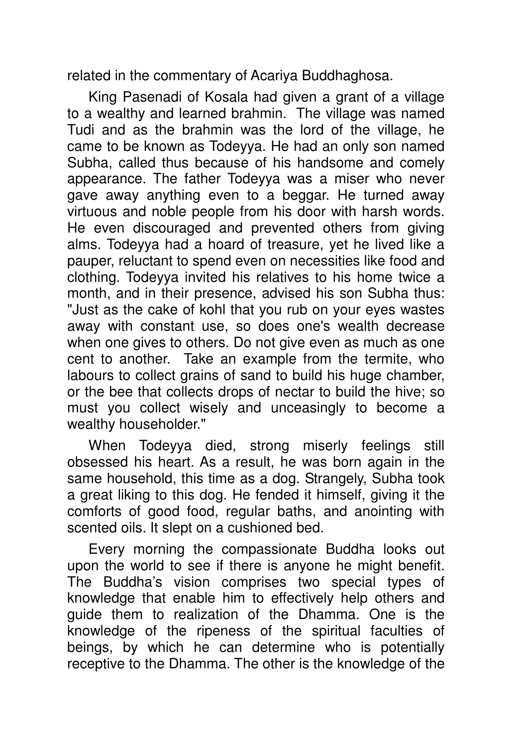related in the commentary of Acariya Buddhaghosa.

King Pasenadi of Kosala had given a grant of a village to a wealthy and learned brahmin. The village was named Tudi and as the brahmin was the lord of the village, he came to be known as Todeyya. He had an only son named Subha, called thus because of his handsome and comely appearance. The father Todeyya was a miser who never gave away anything even to a beggar. He turned away virtuous and noble people from his door with harsh words. He even discouraged and prevented others from giving alms. Todeyya had a hoard of treasure, yet he lived like a pauper, reluctant to spend even on necessities like food and clothing. Todeyya invited his relatives to his home twice a month, and in their presence, advised his son Subha thus: "Just as the cake of kohl that you rub on your eyes wastes away with constant use, so does one's wealth decrease when one gives to others. Do not give even as much as one cent to another. Take an example from the termite, who labours to collect grains of sand to build his huge chamber, or the bee that collects drops of nectar to build the hive; so must you collect wisely and unceasingly to become a wealthy householder."

When Todeyya died, strong miserly feelings still obsessed his heart. As a result, he was born again in the same household, this time as a dog. Strangely, Subha took a great liking to this dog. He fended it himself, giving it the comforts of good food, regular baths, and anointing with scented oils. It slept on a cushioned bed.

Every morning the compassionate Buddha looks out upon the world to see if there is anyone he might benefit. The Buddha's vision comprises two special types of knowledge that enable him to effectively help others and guide them to realization of the Dhamma. One is the knowledge of the ripeness of the spiritual faculties of beings, by which he can determine who is potentially receptive to the Dhamma. The other is the knowledge of the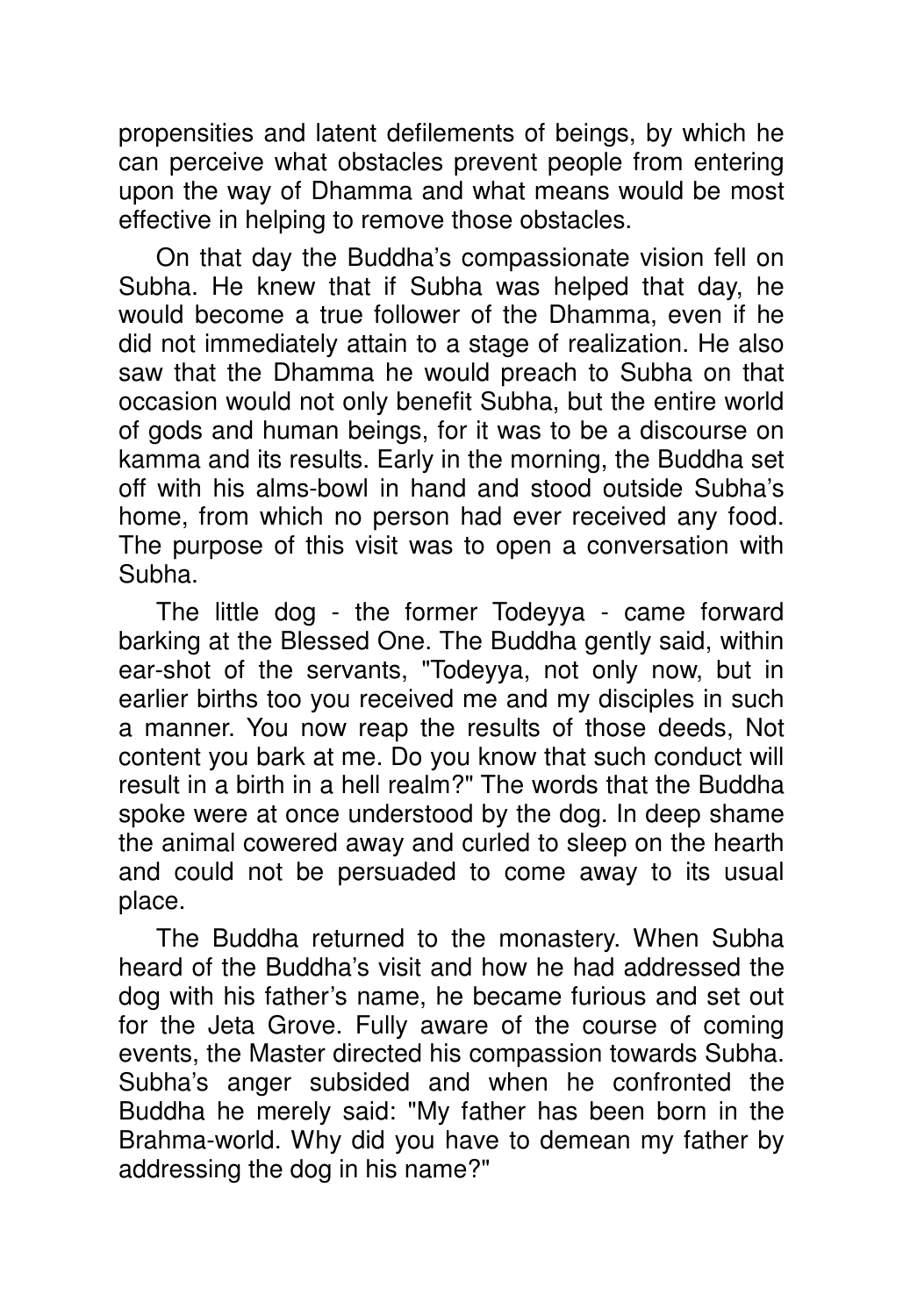propensities and latent defilements of beings, by which he can perceive what obstacles prevent people from entering upon the way of Dhamma and what means would be most effective in helping to remove those obstacles.

On that day the Buddha's compassionate vision fell on Subha. He knew that if Subha was helped that day, he would become a true follower of the Dhamma, even if he did not immediately attain to a stage of realization. He also saw that the Dhamma he would preach to Subha on that occasion would not only benefit Subha, but the entire world of gods and human beings, for it was to be a discourse on kamma and its results. Early in the morning, the Buddha set off with his alms-bowl in hand and stood outside Subha's home, from which no person had ever received any food. The purpose of this visit was to open a conversation with Subha.

The little dog - the former Todeyya - came forward barking at the Blessed One. The Buddha gently said, within ear-shot of the servants, "Todeyya, not only now, but in earlier births too you received me and my disciples in such a manner. You now reap the results of those deeds, Not content you bark at me. Do you know that such conduct will result in a birth in a hell realm?" The words that the Buddha spoke were at once understood by the dog. In deep shame the animal cowered away and curled to sleep on the hearth and could not be persuaded to come away to its usual place.

The Buddha returned to the monastery. When Subha heard of the Buddha's visit and how he had addressed the dog with his father's name, he became furious and set out for the Jeta Grove. Fully aware of the course of coming events, the Master directed his compassion towards Subha. Subha's anger subsided and when he confronted the Buddha he merely said: "My father has been born in the Brahma-world. Why did you have to demean my father by addressing the dog in his name?"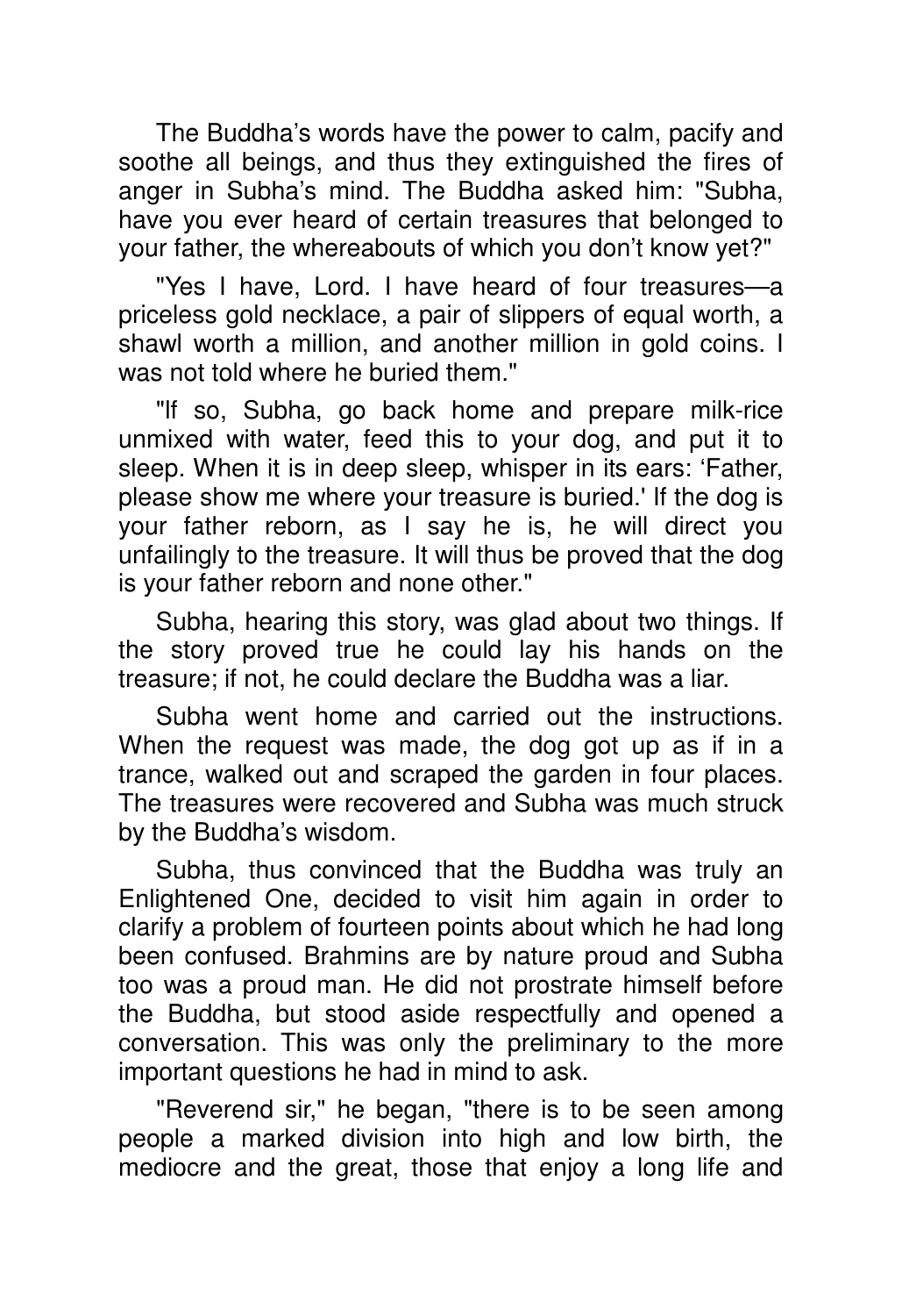The Buddha's words have the power to calm, pacify and soothe all beings, and thus they extinguished the fires of anger in Subha's mind. The Buddha asked him: "Subha, have you ever heard of certain treasures that belonged to your father, the whereabouts of which you don't know yet?"

"Yes I have, Lord. I have heard of four treasures—a priceless gold necklace, a pair of slippers of equal worth, a shawl worth a million, and another million in gold coins. I was not told where he buried them."

"If so, Subha, go back home and prepare milk-rice unmixed with water, feed this to your dog, and put it to sleep. When it is in deep sleep, whisper in its ears: 'Father, please show me where your treasure is buried.' If the dog is your father reborn, as I say he is, he will direct you unfailingly to the treasure. It will thus be proved that the dog is your father reborn and none other."

Subha, hearing this story, was glad about two things. If the story proved true he could lay his hands on the treasure; if not, he could declare the Buddha was a liar.

Subha went home and carried out the instructions. When the request was made, the dog got up as if in a trance, walked out and scraped the garden in four places. The treasures were recovered and Subha was much struck by the Buddha's wisdom.

Subha, thus convinced that the Buddha was truly an Enlightened One, decided to visit him again in order to clarify a problem of fourteen points about which he had long been confused. Brahmins are by nature proud and Subha too was a proud man. He did not prostrate himself before the Buddha, but stood aside respectfully and opened a conversation. This was only the preliminary to the more important questions he had in mind to ask.

"Reverend sir," he began, "there is to be seen among people a marked division into high and low birth, the mediocre and the great, those that enjoy a long life and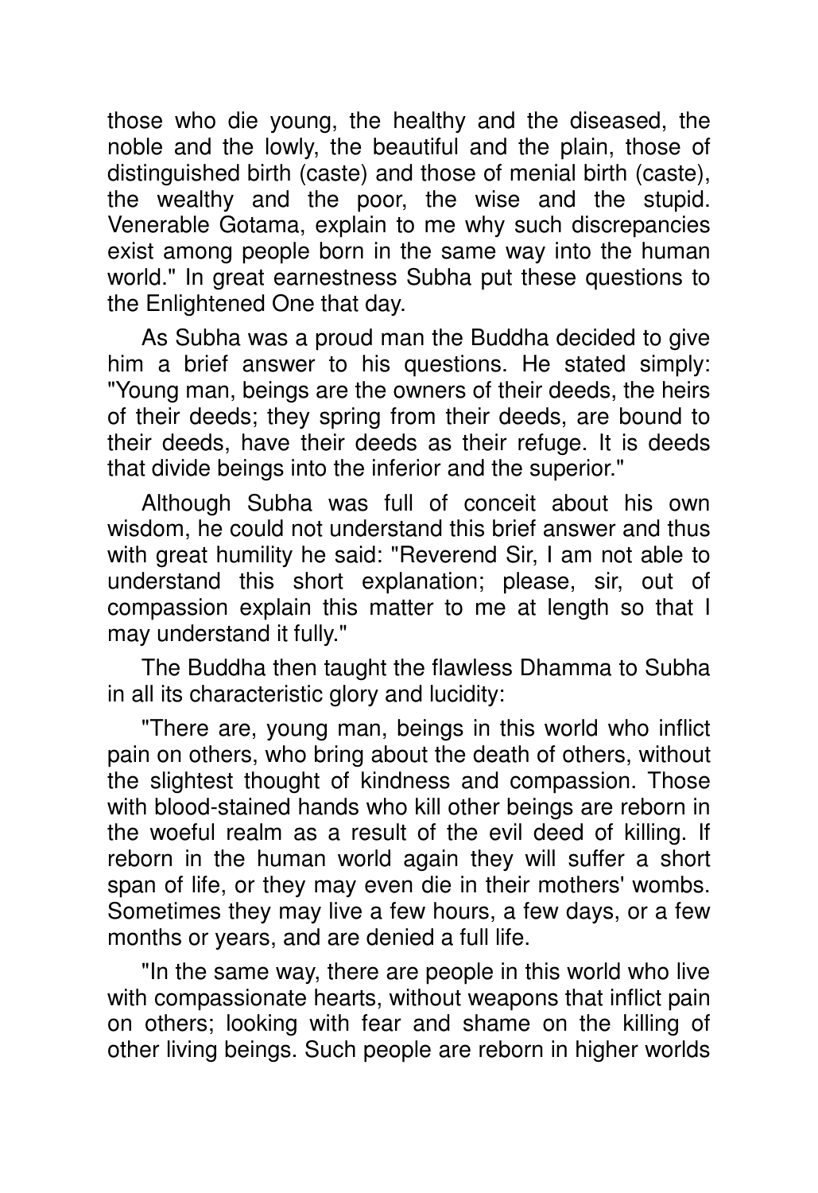those who die young, the healthy and the diseased, the noble and the lowly, the beautiful and the plain, those of distinguished birth (caste) and those of menial birth (caste), the wealthy and the poor, the wise and the stupid. Venerable Gotama, explain to me why such discrepancies exist among people born in the same way into the human world." In great earnestness Subha put these questions to the Enlightened One that day.

As Subha was a proud man the Buddha decided to give him a brief answer to his questions. He stated simply: "Young man, beings are the owners of their deeds, the heirs of their deeds; they spring from their deeds, are bound to their deeds, have their deeds as their refuge. It is deeds that divide beings into the inferior and the superior."

Although Subha was full of conceit about his own wisdom, he could not understand this brief answer and thus with great humility he said: "Reverend Sir, I am not able to understand this short explanation; please, sir, out of compassion explain this matter to me at length so that I may understand it fully."

The Buddha then taught the flawless Dhamma to Subha in all its characteristic glory and lucidity:

"There are, young man, beings in this world who inflict pain on others, who bring about the death of others, without the slightest thought of kindness and compassion. Those with blood-stained hands who kill other beings are reborn in the woeful realm as a result of the evil deed of killing. If reborn in the human world again they will suffer a short span of life, or they may even die in their mothers' wombs. Sometimes they may live a few hours, a few days, or a few months or years, and are denied a full life.

"In the same way, there are people in this world who live with compassionate hearts, without weapons that inflict pain on others; looking with fear and shame on the killing of other living beings. Such people are reborn in higher worlds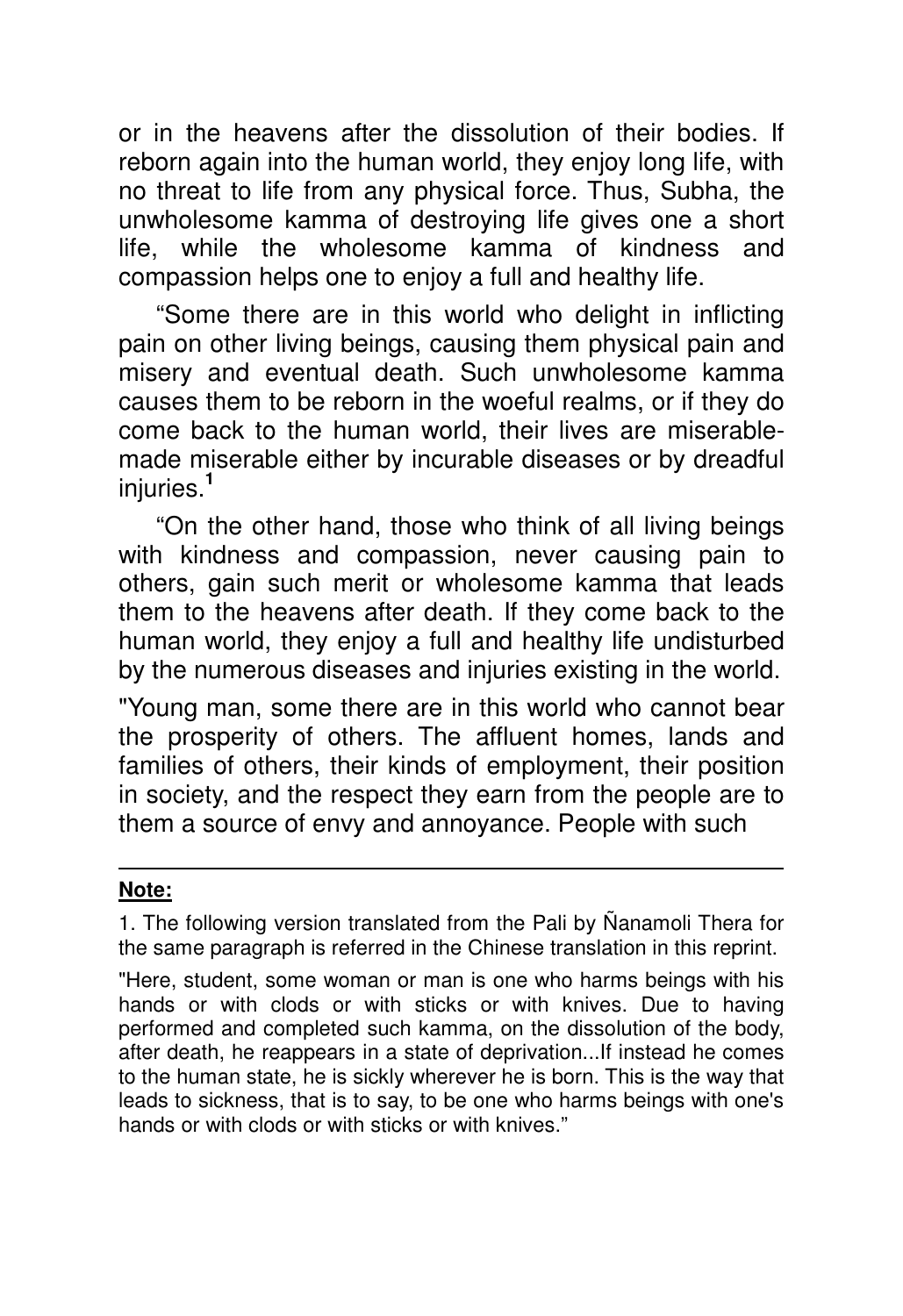or in the heavens after the dissolution of their bodies. If reborn again into the human world, they enjoy long life, with no threat to life from any physical force. Thus, Subha, the unwholesome kamma of destroying life gives one a short life, while the wholesome kamma of kindness and compassion helps one to enjoy a full and healthy life.

"Some there are in this world who delight in inflicting pain on other living beings, causing them physical pain and misery and eventual death. Such unwholesome kamma causes them to be reborn in the woeful realms, or if they do come back to the human world, their lives are miserable-made miserable either by incurable diseases or by dreadful injuries.[1]

"On the other hand, those who think of all living beings with kindness and compassion, never causing pain to others, gain such merit or wholesome kamma that leads them to the heavens after death. If they come back to the human world, they enjoy a full and healthy life undisturbed by the numerous diseases and injuries existing in the world.

"Young man, some there are in this world who cannot bear the prosperity of others. The affluent homes, lands and families of others, their kinds of employment, their position in society, and the respect they earn from the people are to them a source of envy and annoyance. People with such

---

**Note:**

1. The following version translated from the Pali by Ñanamoli Thera for the same paragraph is referred in the Chinese translation in this reprint.

"Here, student, some woman or man is one who harms beings with his hands or with clods or with sticks or with knives. Due to having performed and completed such kamma, on the dissolution of the body, after death, he reappears in a state of deprivation...If instead he comes to the human state, he is sickly wherever he is born. This is the way that leads to sickness, that is to say, to be one who harms beings with one's hands or with clods or with sticks or with knives."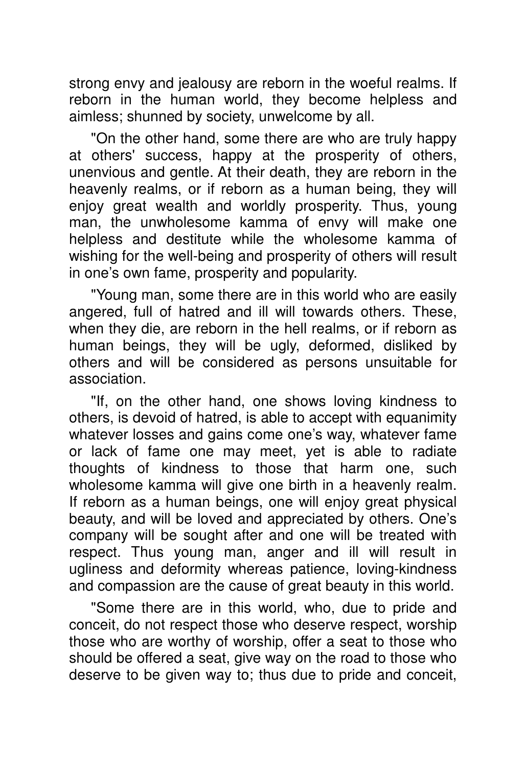strong envy and jealousy are reborn in the woeful realms. If reborn in the human world, they become helpless and aimless; shunned by society, unwelcome by all.

"On the other hand, some there are who are truly happy at others' success, happy at the prosperity of others, unenvious and gentle. At their death, they are reborn in the heavenly realms, or if reborn as a human being, they will enjoy great wealth and worldly prosperity. Thus, young man, the unwholesome kamma of envy will make one helpless and destitute while the wholesome kamma of wishing for the well-being and prosperity of others will result in one's own fame, prosperity and popularity.

"Young man, some there are in this world who are easily angered, full of hatred and ill will towards others. These, when they die, are reborn in the hell realms, or if reborn as human beings, they will be ugly, deformed, disliked by others and will be considered as persons unsuitable for association.

"If, on the other hand, one shows loving kindness to others, is devoid of hatred, is able to accept with equanimity whatever losses and gains come one's way, whatever fame or lack of fame one may meet, yet is able to radiate thoughts of kindness to those that harm one, such wholesome kamma will give one birth in a heavenly realm. If reborn as a human beings, one will enjoy great physical beauty, and will be loved and appreciated by others. One's company will be sought after and one will be treated with respect. Thus young man, anger and ill will result in ugliness and deformity whereas patience, loving-kindness and compassion are the cause of great beauty in this world.

"Some there are in this world, who, due to pride and conceit, do not respect those who deserve respect, worship those who are worthy of worship, offer a seat to those who should be offered a seat, give way on the road to those who deserve to be given way to; thus due to pride and conceit,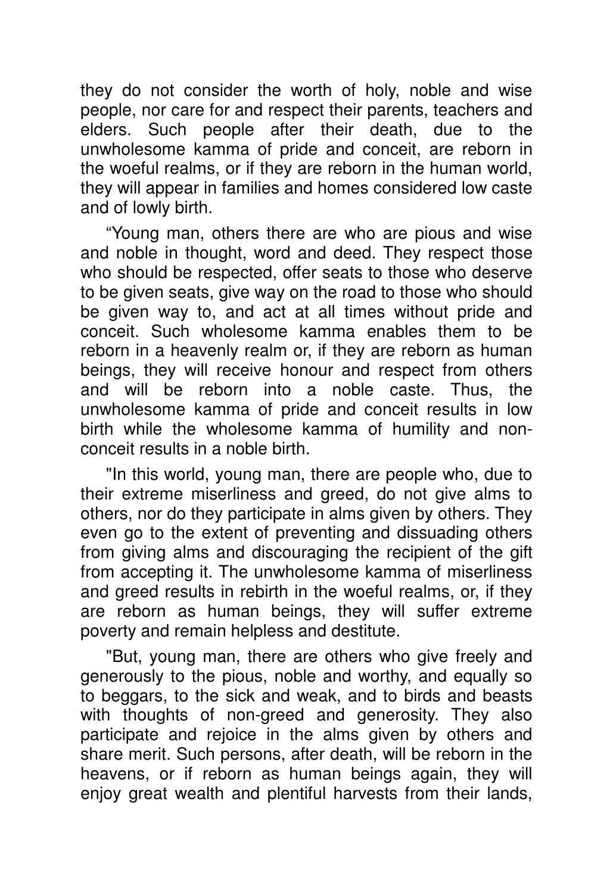they do not consider the worth of holy, noble and wise people, nor care for and respect their parents, teachers and elders. Such people after their death, due to the unwholesome kamma of pride and conceit, are reborn in the woeful realms, or if they are reborn in the human world, they will appear in families and homes considered low caste and of lowly birth.

“Young man, others there are who are pious and wise and noble in thought, word and deed. They respect those who should be respected, offer seats to those who deserve to be given seats, give way on the road to those who should be given way to, and act at all times without pride and conceit. Such wholesome kamma enables them to be reborn in a heavenly realm or, if they are reborn as human beings, they will receive honour and respect from others and will be reborn into a noble caste. Thus, the unwholesome kamma of pride and conceit results in low birth while the wholesome kamma of humility and non-conceit results in a noble birth.

"In this world, young man, there are people who, due to their extreme miserliness and greed, do not give alms to others, nor do they participate in alms given by others. They even go to the extent of preventing and dissuading others from giving alms and discouraging the recipient of the gift from accepting it. The unwholesome kamma of miserliness and greed results in rebirth in the woeful realms, or, if they are reborn as human beings, they will suffer extreme poverty and remain helpless and destitute.

"But, young man, there are others who give freely and generously to the pious, noble and worthy, and equally so to beggars, to the sick and weak, and to birds and beasts with thoughts of non-greed and generosity. They also participate and rejoice in the alms given by others and share merit. Such persons, after death, will be reborn in the heavens, or if reborn as human beings again, they will enjoy great wealth and plentiful harvests from their lands,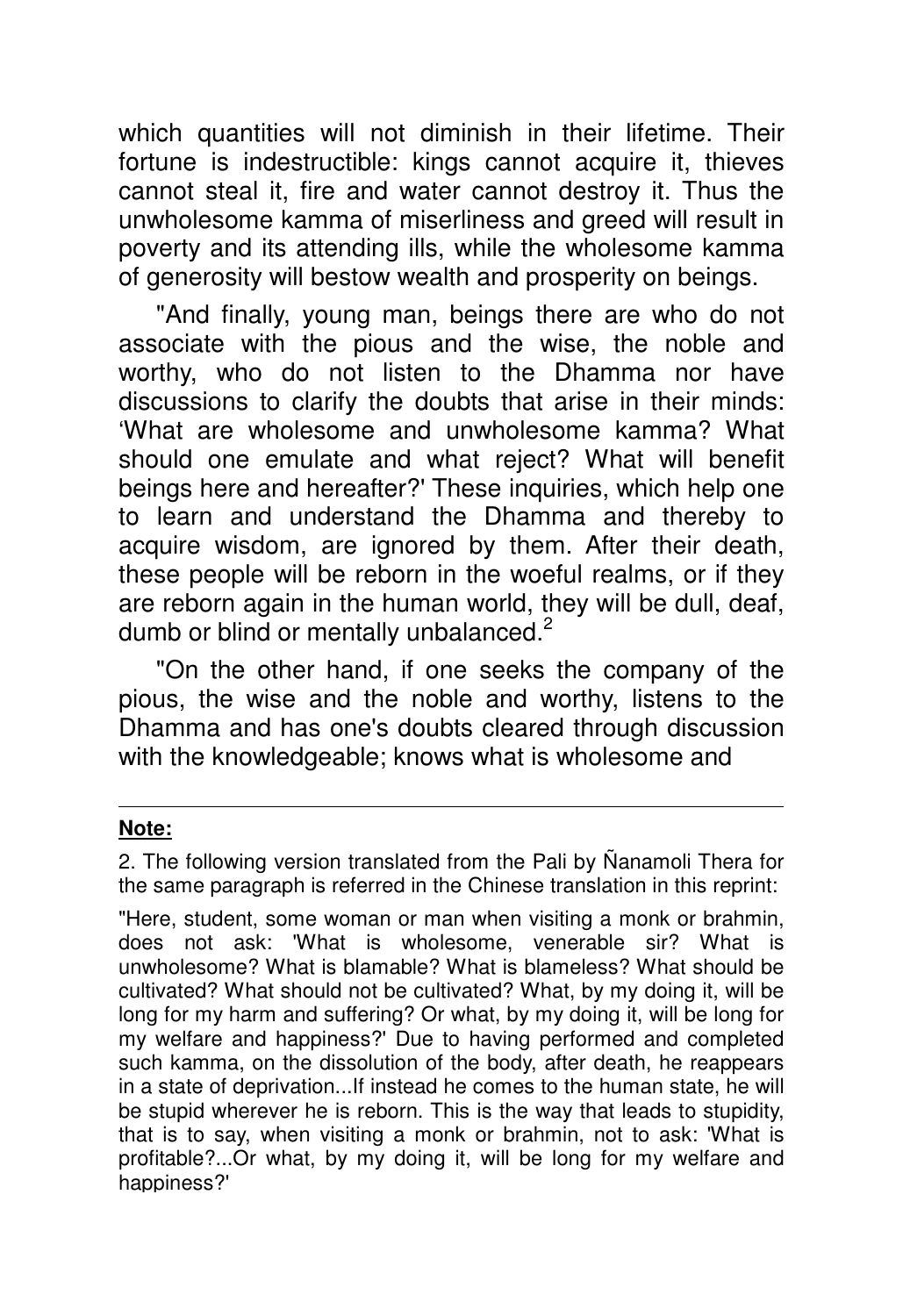which quantities will not diminish in their lifetime. Their fortune is indestructible: kings cannot acquire it, thieves cannot steal it, fire and water cannot destroy it. Thus the unwholesome kamma of miserliness and greed will result in poverty and its attending ills, while the wholesome kamma of generosity will bestow wealth and prosperity on beings.

"And finally, young man, beings there are who do not associate with the pious and the wise, the noble and worthy, who do not listen to the Dhamma nor have discussions to clarify the doubts that arise in their minds: 'What are wholesome and unwholesome kamma? What should one emulate and what reject? What will benefit beings here and hereafter?' These inquiries, which help one to learn and understand the Dhamma and thereby to acquire wisdom, are ignored by them. After their death, these people will be reborn in the woeful realms, or if they are reborn again in the human world, they will be dull, deaf, dumb or blind or mentally unbalanced.[2]

"On the other hand, if one seeks the company of the pious, the wise and the noble and worthy, listens to the Dhamma and has one's doubts cleared through discussion with the knowledgeable; knows what is wholesome and

---

**Note:**

2. The following version translated from the Pali by Ñanamoli Thera for the same paragraph is referred in the Chinese translation in this reprint:

"Here, student, some woman or man when visiting a monk or brahmin, does not ask: 'What is wholesome, venerable sir? What is unwholesome? What is blamable? What is blameless? What should be cultivated? What should not be cultivated? What, by my doing it, will be long for my harm and suffering? Or what, by my doing it, will be long for my welfare and happiness?' Due to having performed and completed such kamma, on the dissolution of the body, after death, he reappears in a state of deprivation...If instead he comes to the human state, he will be stupid wherever he is reborn. This is the way that leads to stupidity, that is to say, when visiting a monk or brahmin, not to ask: 'What is profitable?...Or what, by my doing it, will be long for my welfare and happiness?'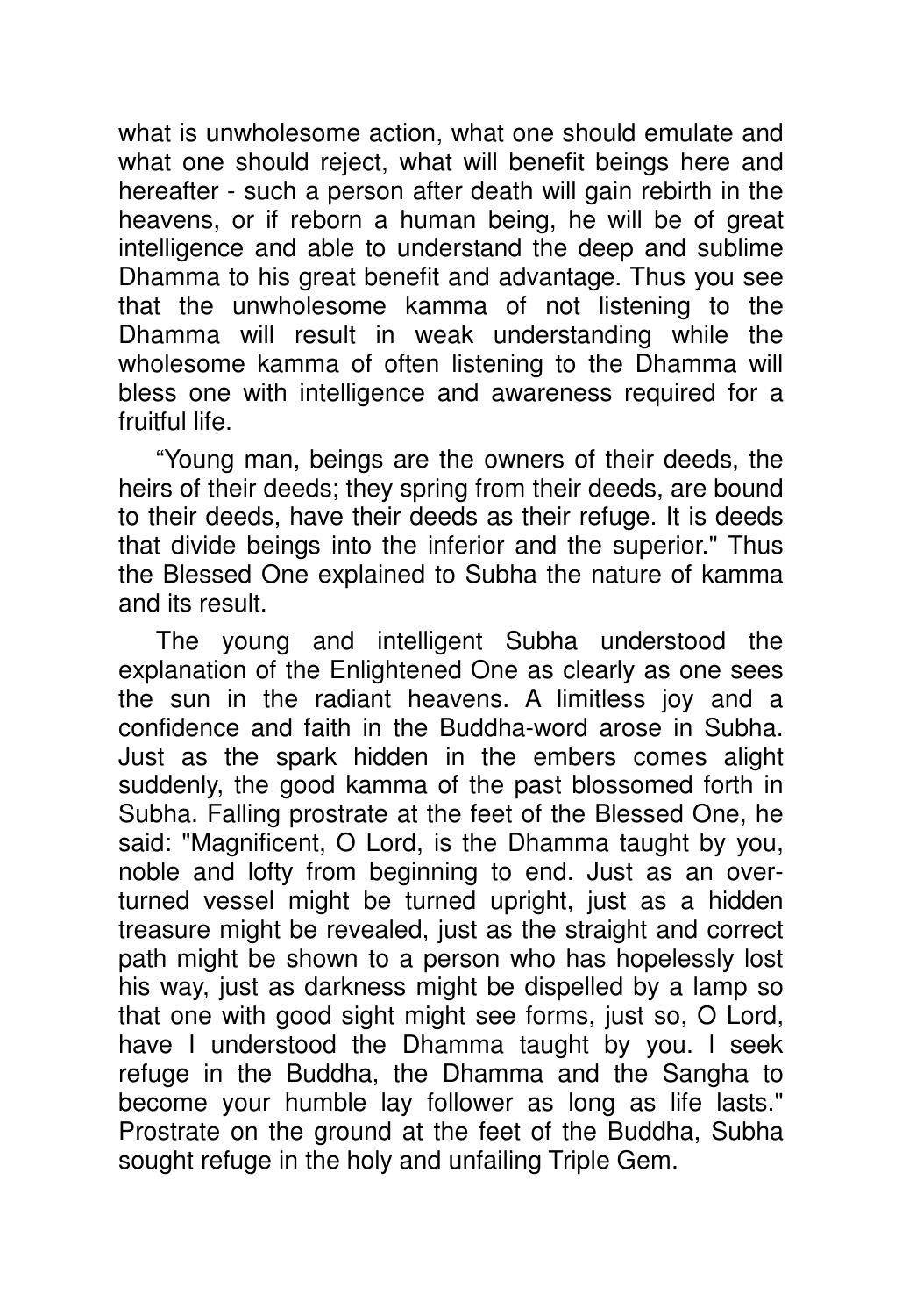what is unwholesome action, what one should emulate and what one should reject, what will benefit beings here and hereafter - such a person after death will gain rebirth in the heavens, or if reborn a human being, he will be of great intelligence and able to understand the deep and sublime Dhamma to his great benefit and advantage. Thus you see that the unwholesome kamma of not listening to the Dhamma will result in weak understanding while the wholesome kamma of often listening to the Dhamma will bless one with intelligence and awareness required for a fruitful life.

"Young man, beings are the owners of their deeds, the heirs of their deeds; they spring from their deeds, are bound to their deeds, have their deeds as their refuge. It is deeds that divide beings into the inferior and the superior." Thus the Blessed One explained to Subha the nature of kamma and its result.

The young and intelligent Subha understood the explanation of the Enlightened One as clearly as one sees the sun in the radiant heavens. A limitless joy and a confidence and faith in the Buddha-word arose in Subha. Just as the spark hidden in the embers comes alight suddenly, the good kamma of the past blossomed forth in Subha. Falling prostrate at the feet of the Blessed One, he said: "Magnificent, O Lord, is the Dhamma taught by you, noble and lofty from beginning to end. Just as an overturned vessel might be turned upright, just as a hidden treasure might be revealed, just as the straight and correct path might be shown to a person who has hopelessly lost his way, just as darkness might be dispelled by a lamp so that one with good sight might see forms, just so, O Lord, have I understood the Dhamma taught by you. I seek refuge in the Buddha, the Dhamma and the Sangha to become your humble lay follower as long as life lasts." Prostrate on the ground at the feet of the Buddha, Subha sought refuge in the holy and unfailing Triple Gem.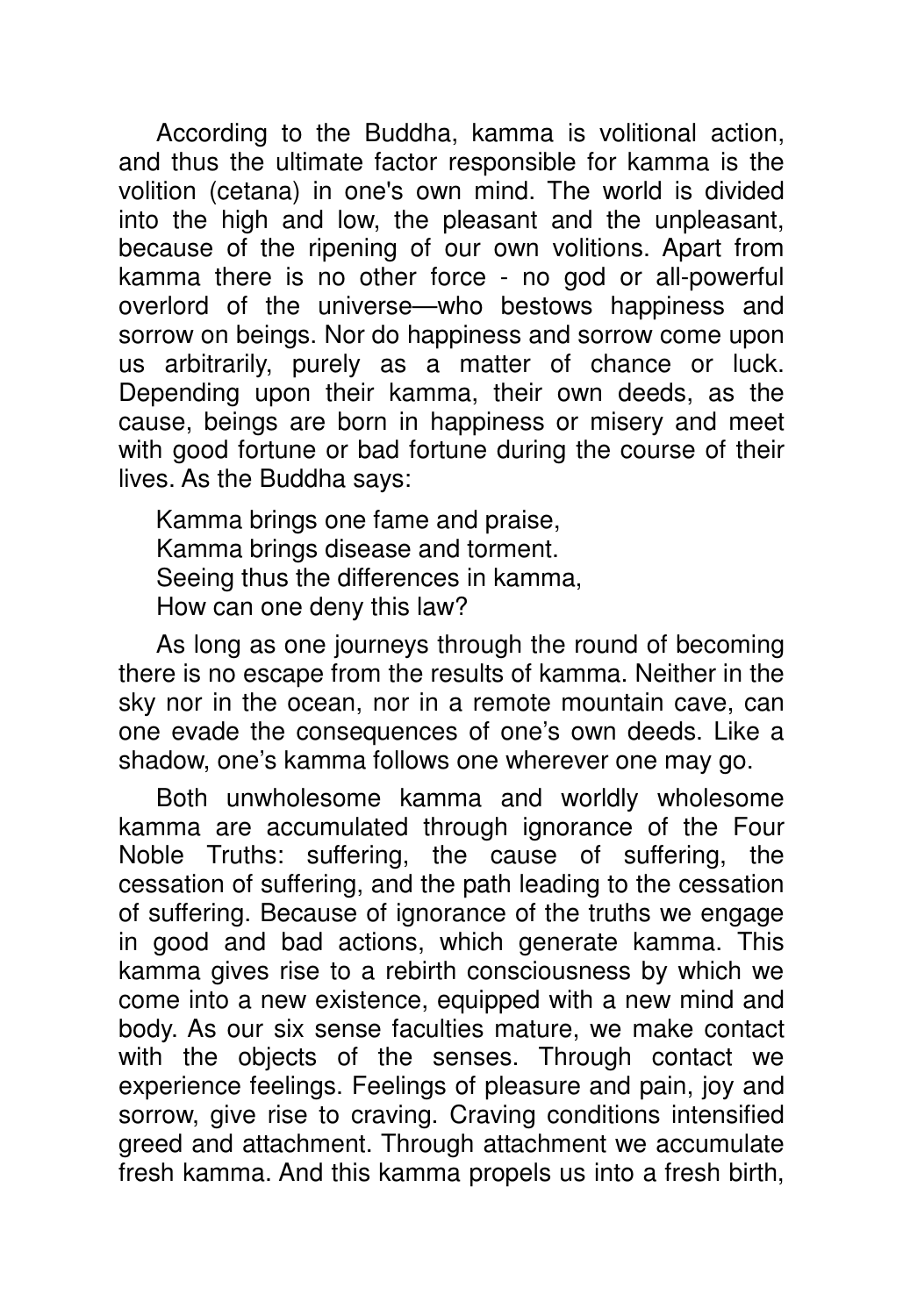According to the Buddha, kamma is volitional action, and thus the ultimate factor responsible for kamma is the volition (cetana) in one's own mind. The world is divided into the high and low, the pleasant and the unpleasant, because of the ripening of our own volitions. Apart from kamma there is no other force - no god or all-powerful overlord of the universe—who bestows happiness and sorrow on beings. Nor do happiness and sorrow come upon us arbitrarily, purely as a matter of chance or luck. Depending upon their kamma, their own deeds, as the cause, beings are born in happiness or misery and meet with good fortune or bad fortune during the course of their lives. As the Buddha says:

Kamma brings one fame and praise,  
Kamma brings disease and torment.  
Seeing thus the differences in kamma,  
How can one deny this law?

As long as one journeys through the round of becoming there is no escape from the results of kamma. Neither in the sky nor in the ocean, nor in a remote mountain cave, can one evade the consequences of one's own deeds. Like a shadow, one's kamma follows one wherever one may go.

Both unwholesome kamma and worldly wholesome kamma are accumulated through ignorance of the Four Noble Truths: suffering, the cause of suffering, the cessation of suffering, and the path leading to the cessation of suffering. Because of ignorance of the truths we engage in good and bad actions, which generate kamma. This kamma gives rise to a rebirth consciousness by which we come into a new existence, equipped with a new mind and body. As our six sense faculties mature, we make contact with the objects of the senses. Through contact we experience feelings. Feelings of pleasure and pain, joy and sorrow, give rise to craving. Craving conditions intensified greed and attachment. Through attachment we accumulate fresh kamma. And this kamma propels us into a fresh birth,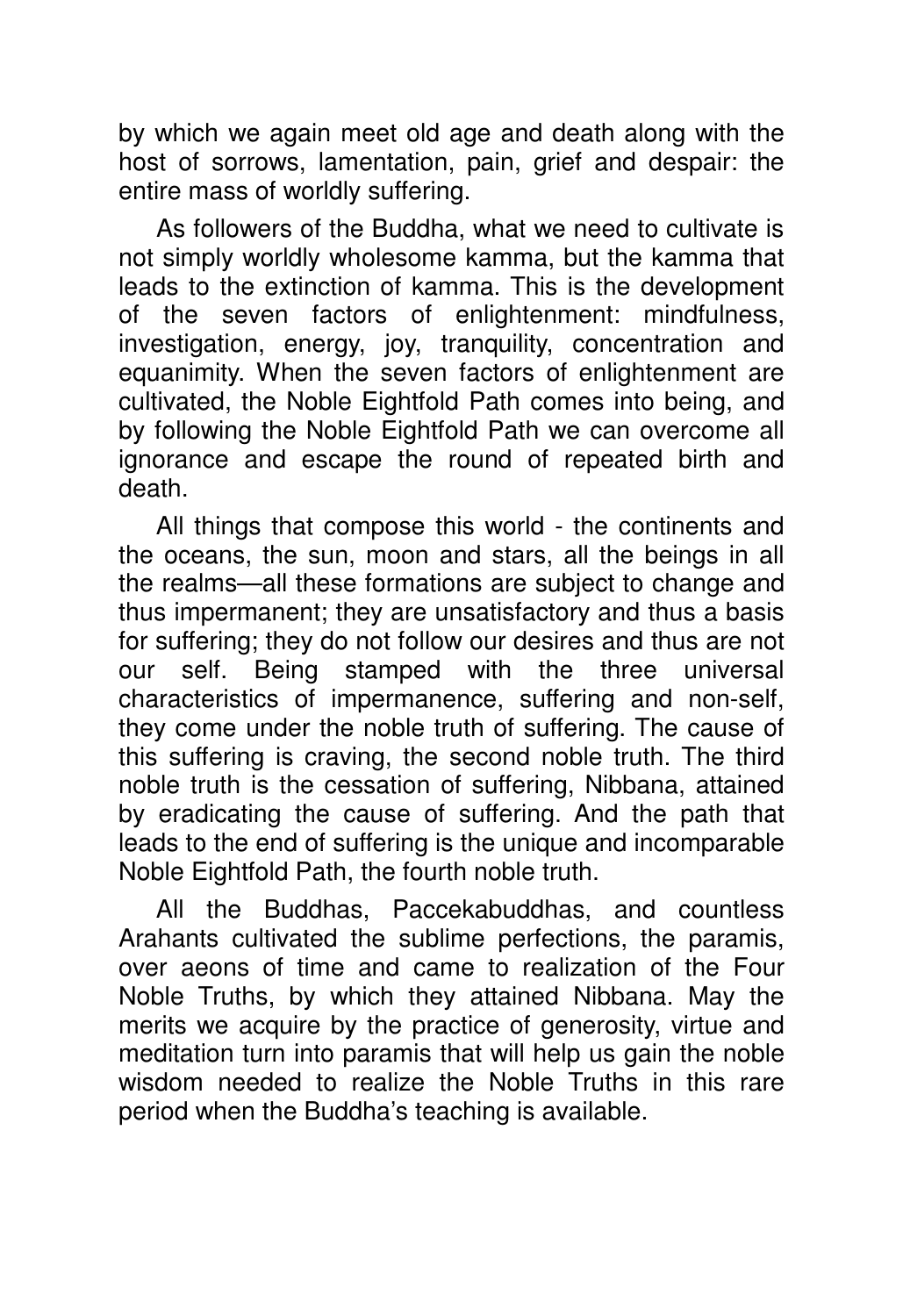by which we again meet old age and death along with the host of sorrows, lamentation, pain, grief and despair: the entire mass of worldly suffering.

As followers of the Buddha, what we need to cultivate is not simply worldly wholesome kamma, but the kamma that leads to the extinction of kamma. This is the development of the seven factors of enlightenment: mindfulness, investigation, energy, joy, tranquility, concentration and equanimity. When the seven factors of enlightenment are cultivated, the Noble Eightfold Path comes into being, and by following the Noble Eightfold Path we can overcome all ignorance and escape the round of repeated birth and death.

All things that compose this world - the continents and the oceans, the sun, moon and stars, all the beings in all the realms—all these formations are subject to change and thus impermanent; they are unsatisfactory and thus a basis for suffering; they do not follow our desires and thus are not our self. Being stamped with the three universal characteristics of impermanence, suffering and non-self, they come under the noble truth of suffering. The cause of this suffering is craving, the second noble truth. The third noble truth is the cessation of suffering, Nibbana, attained by eradicating the cause of suffering. And the path that leads to the end of suffering is the unique and incomparable Noble Eightfold Path, the fourth noble truth.

All the Buddhas, Paccekabuddhas, and countless Arahants cultivated the sublime perfections, the paramis, over aeons of time and came to realization of the Four Noble Truths, by which they attained Nibbana. May the merits we acquire by the practice of generosity, virtue and meditation turn into paramis that will help us gain the noble wisdom needed to realize the Noble Truths in this rare period when the Buddha's teaching is available.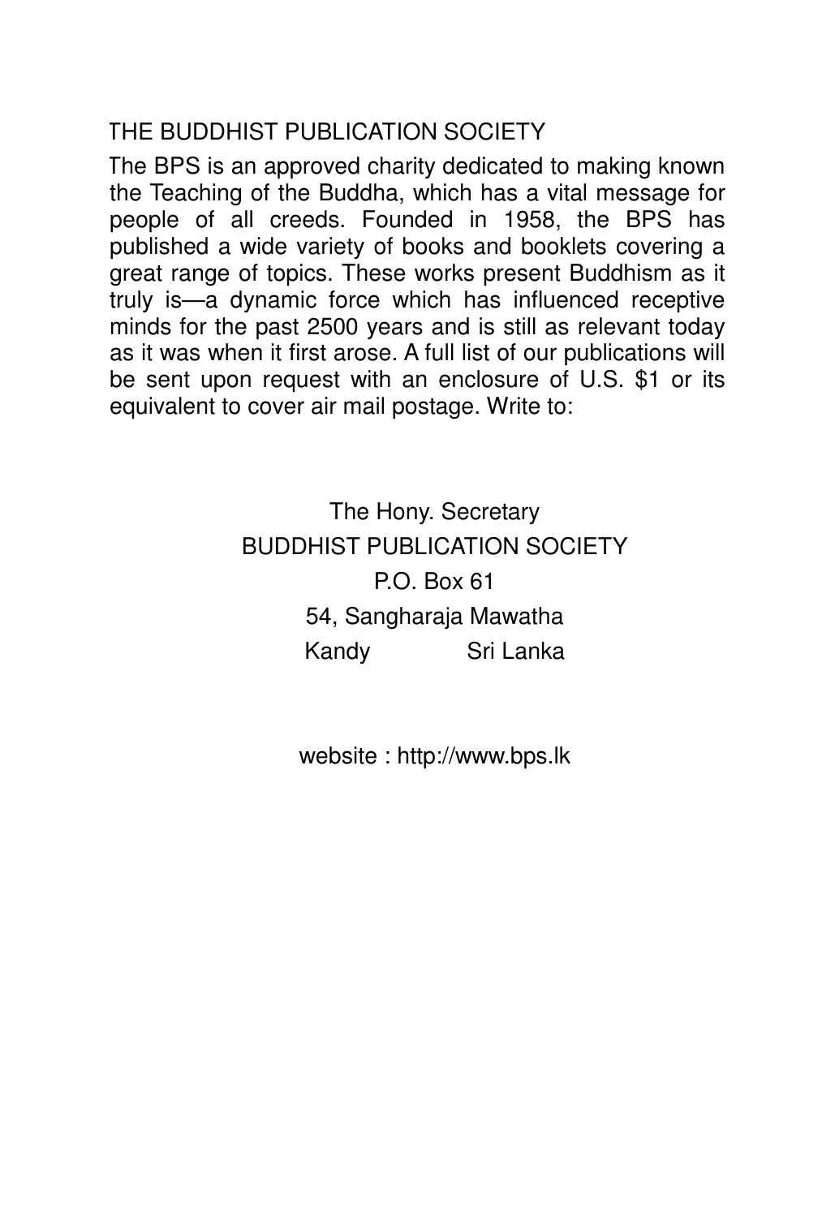## THE BUDDHIST PUBLICATION SOCIETY

The BPS is an approved charity dedicated to making known the Teaching of the Buddha, which has a vital message for people of all creeds. Founded in 1958, the BPS has published a wide variety of books and booklets covering a great range of topics. These works present Buddhism as it truly is—a dynamic force which has influenced receptive minds for the past 2500 years and is still as relevant today as it was when it first arose. A full list of our publications will be sent upon request with an enclosure of U.S. $1 or its equivalent to cover air mail postage. Write to:

The Hony. Secretary
BUDDHIST PUBLICATION SOCIETY
P.O. Box 61
54, Sangharaja Mawatha
Kandy Sri Lanka

website : http://www.bps.lk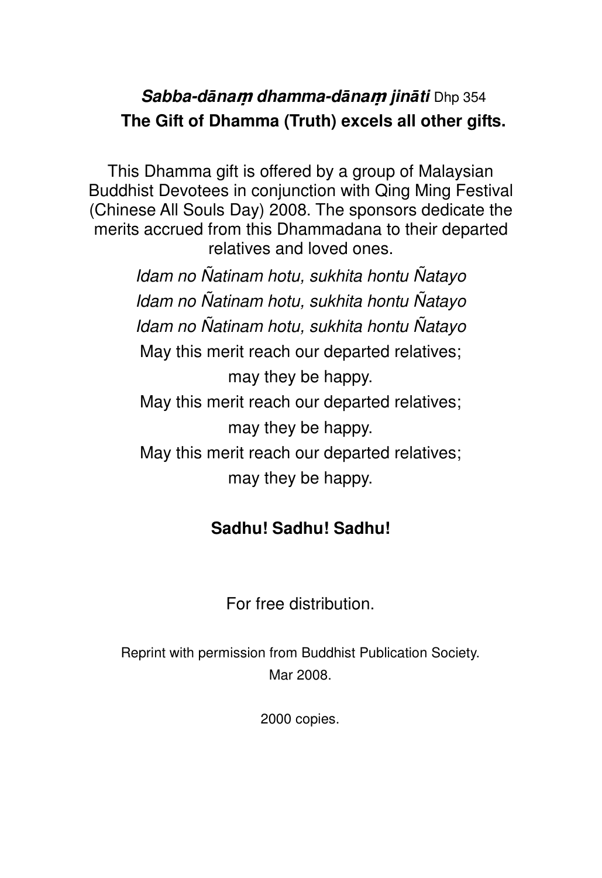***Sabba-dānaṃ dhamma-dānaṃ jināti*** Dhp 354

**The Gift of Dhamma (Truth) excels all other gifts.**

This Dhamma gift is offered by a group of Malaysian Buddhist Devotees in conjunction with Qing Ming Festival (Chinese All Souls Day) 2008. The sponsors dedicate the merits accrued from this Dhammadana to their departed relatives and loved ones.

*Idam no Ñatinam hotu, sukhita hontu Ñatayo*
*Idam no Ñatinam hotu, sukhita hontu Ñatayo*
*Idam no Ñatinam hotu, sukhita hontu Ñatayo*

May this merit reach our departed relatives;
may they be happy.
May this merit reach our departed relatives;
may they be happy.
May this merit reach our departed relatives;
may they be happy.

**Sadhu! Sadhu! Sadhu!**

For free distribution.

Reprint with permission from Buddhist Publication Society.
Mar 2008.

2000 copies.